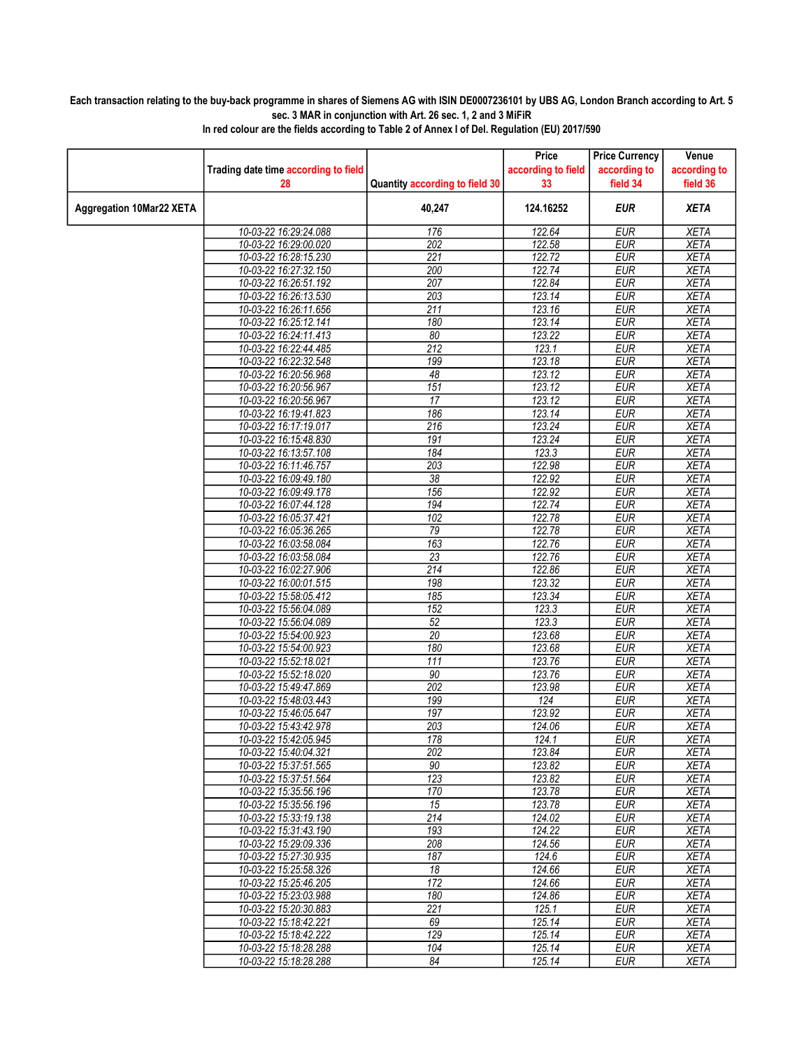**Each transaction relating to the buy-back programme in shares of Siemens AG with ISIN DE0007236101 by UBS AG, London Branch according to Art. 5 sec. 3 MAR in conjunction with Art. 26 sec. 1, 2 and 3 MiFiR**

**In red colour are the fields according to Table 2 of Annex I of Del. Regulation (EU) 2017/590**

| | Trading date time according to field 28 | Quantity according to field 30 | Price according to field 33 | Price Currency according to field 34 | Venue according to field 36 |
|---|---|---|---|---|---|
| **Aggregation 10Mar22 XETA** | | **40,247** | **124.16252** | ***EUR*** | ***XETA*** |
| | 10-03-22 16:29:24.088 | 176 | 122.64 | EUR | XETA |
| | 10-03-22 16:29:00.020 | 202 | 122.58 | EUR | XETA |
| | 10-03-22 16:28:15.230 | 221 | 122.72 | EUR | XETA |
| | 10-03-22 16:27:32.150 | 200 | 122.74 | EUR | XETA |
| | 10-03-22 16:26:51.192 | 207 | 122.84 | EUR | XETA |
| | 10-03-22 16:26:13.530 | 203 | 123.14 | EUR | XETA |
| | 10-03-22 16:26:11.656 | 211 | 123.16 | EUR | XETA |
| | 10-03-22 16:25:12.141 | 180 | 123.14 | EUR | XETA |
| | 10-03-22 16:24:11.413 | 80 | 123.22 | EUR | XETA |
| | 10-03-22 16:22:44.485 | 212 | 123.1 | EUR | XETA |
| | 10-03-22 16:22:32.548 | 199 | 123.18 | EUR | XETA |
| | 10-03-22 16:20:56.968 | 48 | 123.12 | EUR | XETA |
| | 10-03-22 16:20:56.967 | 151 | 123.12 | EUR | XETA |
| | 10-03-22 16:20:56.967 | 17 | 123.12 | EUR | XETA |
| | 10-03-22 16:19:41.823 | 186 | 123.14 | EUR | XETA |
| | 10-03-22 16:17:19.017 | 216 | 123.24 | EUR | XETA |
| | 10-03-22 16:15:48.830 | 191 | 123.24 | EUR | XETA |
| | 10-03-22 16:13:57.108 | 184 | 123.3 | EUR | XETA |
| | 10-03-22 16:11:46.757 | 203 | 122.98 | EUR | XETA |
| | 10-03-22 16:09:49.180 | 38 | 122.92 | EUR | XETA |
| | 10-03-22 16:09:49.178 | 156 | 122.92 | EUR | XETA |
| | 10-03-22 16:07:44.128 | 194 | 122.74 | EUR | XETA |
| | 10-03-22 16:05:37.421 | 102 | 122.78 | EUR | XETA |
| | 10-03-22 16:05:36.265 | 79 | 122.78 | EUR | XETA |
| | 10-03-22 16:03:58.084 | 163 | 122.76 | EUR | XETA |
| | 10-03-22 16:03:58.084 | 23 | 122.76 | EUR | XETA |
| | 10-03-22 16:02:27.906 | 214 | 122.86 | EUR | XETA |
| | 10-03-22 16:00:01.515 | 198 | 123.32 | EUR | XETA |
| | 10-03-22 15:58:05.412 | 185 | 123.34 | EUR | XETA |
| | 10-03-22 15:56:04.089 | 152 | 123.3 | EUR | XETA |
| | 10-03-22 15:56:04.089 | 52 | 123.3 | EUR | XETA |
| | 10-03-22 15:54:00.923 | 20 | 123.68 | EUR | XETA |
| | 10-03-22 15:54:00.923 | 180 | 123.68 | EUR | XETA |
| | 10-03-22 15:52:18.021 | 111 | 123.76 | EUR | XETA |
| | 10-03-22 15:52:18.020 | 90 | 123.76 | EUR | XETA |
| | 10-03-22 15:49:47.869 | 202 | 123.98 | EUR | XETA |
| | 10-03-22 15:48:03.443 | 199 | 124 | EUR | XETA |
| | 10-03-22 15:46:05.647 | 197 | 123.92 | EUR | XETA |
| | 10-03-22 15:43:42.978 | 203 | 124.06 | EUR | XETA |
| | 10-03-22 15:42:05.945 | 178 | 124.1 | EUR | XETA |
| | 10-03-22 15:40:04.321 | 202 | 123.84 | EUR | XETA |
| | 10-03-22 15:37:51.565 | 90 | 123.82 | EUR | XETA |
| | 10-03-22 15:37:51.564 | 123 | 123.82 | EUR | XETA |
| | 10-03-22 15:35:56.196 | 170 | 123.78 | EUR | XETA |
| | 10-03-22 15:35:56.196 | 15 | 123.78 | EUR | XETA |
| | 10-03-22 15:33:19.138 | 214 | 124.02 | EUR | XETA |
| | 10-03-22 15:31:43.190 | 193 | 124.22 | EUR | XETA |
| | 10-03-22 15:29:09.336 | 208 | 124.56 | EUR | XETA |
| | 10-03-22 15:27:30.935 | 187 | 124.6 | EUR | XETA |
| | 10-03-22 15:25:58.326 | 18 | 124.66 | EUR | XETA |
| | 10-03-22 15:25:46.205 | 172 | 124.66 | EUR | XETA |
| | 10-03-22 15:23:03.988 | 180 | 124.86 | EUR | XETA |
| | 10-03-22 15:20:30.883 | 221 | 125.1 | EUR | XETA |
| | 10-03-22 15:18:42.221 | 69 | 125.14 | EUR | XETA |
| | 10-03-22 15:18:42.222 | 129 | 125.14 | EUR | XETA |
| | 10-03-22 15:18:28.288 | 104 | 125.14 | EUR | XETA |
| | 10-03-22 15:18:28.288 | 84 | 125.14 | EUR | XETA |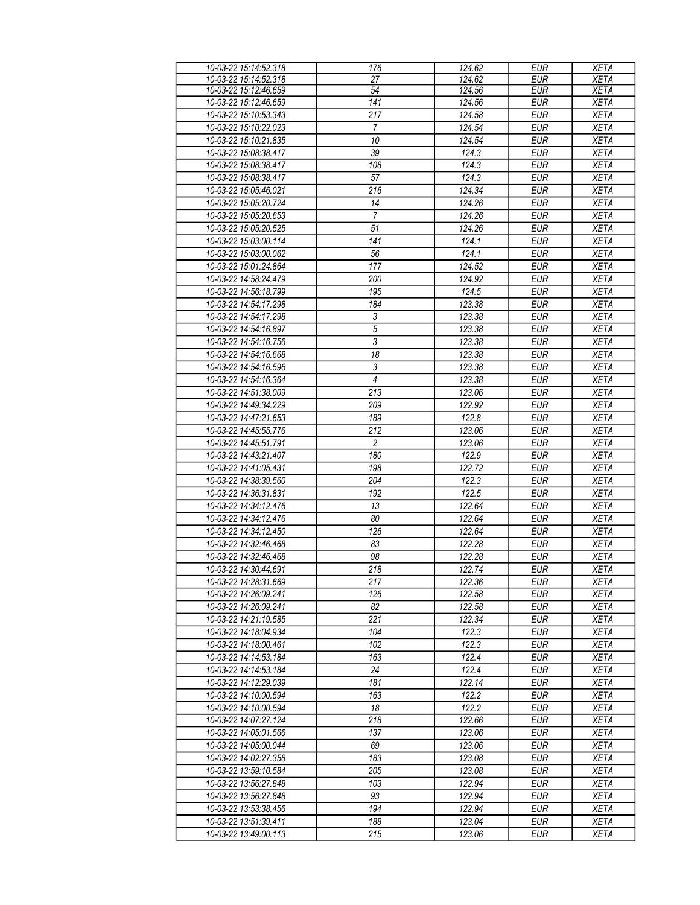| 10-03-22 15:14:52.318 | 176 | 124.62 | EUR | XETA |
|---|---|---|---|---|
| 10-03-22 15:14:52.318 | 27 | 124.62 | EUR | XETA |
| 10-03-22 15:12:46.659 | 54 | 124.56 | EUR | XETA |
| 10-03-22 15:12:46.659 | 141 | 124.56 | EUR | XETA |
| 10-03-22 15:10:53.343 | 217 | 124.58 | EUR | XETA |
| 10-03-22 15:10:22.023 | 7 | 124.54 | EUR | XETA |
| 10-03-22 15:10:21.835 | 10 | 124.54 | EUR | XETA |
| 10-03-22 15:08:38.417 | 39 | 124.3 | EUR | XETA |
| 10-03-22 15:08:38.417 | 108 | 124.3 | EUR | XETA |
| 10-03-22 15:08:38.417 | 57 | 124.3 | EUR | XETA |
| 10-03-22 15:05:46.021 | 216 | 124.34 | EUR | XETA |
| 10-03-22 15:05:20.724 | 14 | 124.26 | EUR | XETA |
| 10-03-22 15:05:20.653 | 7 | 124.26 | EUR | XETA |
| 10-03-22 15:05:20.525 | 51 | 124.26 | EUR | XETA |
| 10-03-22 15:03:00.114 | 141 | 124.1 | EUR | XETA |
| 10-03-22 15:03:00.062 | 56 | 124.1 | EUR | XETA |
| 10-03-22 15:01:24.864 | 177 | 124.52 | EUR | XETA |
| 10-03-22 14:58:24.479 | 200 | 124.92 | EUR | XETA |
| 10-03-22 14:56:18.799 | 195 | 124.5 | EUR | XETA |
| 10-03-22 14:54:17.298 | 184 | 123.38 | EUR | XETA |
| 10-03-22 14:54:17.298 | 3 | 123.38 | EUR | XETA |
| 10-03-22 14:54:16.897 | 5 | 123.38 | EUR | XETA |
| 10-03-22 14:54:16.756 | 3 | 123.38 | EUR | XETA |
| 10-03-22 14:54:16.668 | 18 | 123.38 | EUR | XETA |
| 10-03-22 14:54:16.596 | 3 | 123.38 | EUR | XETA |
| 10-03-22 14:54:16.364 | 4 | 123.38 | EUR | XETA |
| 10-03-22 14:51:38.009 | 213 | 123.06 | EUR | XETA |
| 10-03-22 14:49:34.229 | 209 | 122.92 | EUR | XETA |
| 10-03-22 14:47:21.653 | 189 | 122.8 | EUR | XETA |
| 10-03-22 14:45:55.776 | 212 | 123.06 | EUR | XETA |
| 10-03-22 14:45:51.791 | 2 | 123.06 | EUR | XETA |
| 10-03-22 14:43:21.407 | 180 | 122.9 | EUR | XETA |
| 10-03-22 14:41:05.431 | 198 | 122.72 | EUR | XETA |
| 10-03-22 14:38:39.560 | 204 | 122.3 | EUR | XETA |
| 10-03-22 14:36:31.831 | 192 | 122.5 | EUR | XETA |
| 10-03-22 14:34:12.476 | 13 | 122.64 | EUR | XETA |
| 10-03-22 14:34:12.476 | 80 | 122.64 | EUR | XETA |
| 10-03-22 14:34:12.450 | 126 | 122.64 | EUR | XETA |
| 10-03-22 14:32:46.468 | 83 | 122.28 | EUR | XETA |
| 10-03-22 14:32:46.468 | 98 | 122.28 | EUR | XETA |
| 10-03-22 14:30:44.691 | 218 | 122.74 | EUR | XETA |
| 10-03-22 14:28:31.669 | 217 | 122.36 | EUR | XETA |
| 10-03-22 14:26:09.241 | 126 | 122.58 | EUR | XETA |
| 10-03-22 14:26:09.241 | 82 | 122.58 | EUR | XETA |
| 10-03-22 14:21:19.585 | 221 | 122.34 | EUR | XETA |
| 10-03-22 14:18:04.934 | 104 | 122.3 | EUR | XETA |
| 10-03-22 14:18:00.461 | 102 | 122.3 | EUR | XETA |
| 10-03-22 14:14:53.184 | 163 | 122.4 | EUR | XETA |
| 10-03-22 14:14:53.184 | 24 | 122.4 | EUR | XETA |
| 10-03-22 14:12:29.039 | 181 | 122.14 | EUR | XETA |
| 10-03-22 14:10:00.594 | 163 | 122.2 | EUR | XETA |
| 10-03-22 14:10:00.594 | 18 | 122.2 | EUR | XETA |
| 10-03-22 14:07:27.124 | 218 | 122.66 | EUR | XETA |
| 10-03-22 14:05:01.566 | 137 | 123.06 | EUR | XETA |
| 10-03-22 14:05:00.044 | 69 | 123.06 | EUR | XETA |
| 10-03-22 14:02:27.358 | 183 | 123.08 | EUR | XETA |
| 10-03-22 13:59:10.584 | 205 | 123.08 | EUR | XETA |
| 10-03-22 13:56:27.848 | 103 | 122.94 | EUR | XETA |
| 10-03-22 13:56:27.848 | 93 | 122.94 | EUR | XETA |
| 10-03-22 13:53:38.456 | 194 | 122.94 | EUR | XETA |
| 10-03-22 13:51:39.411 | 188 | 123.04 | EUR | XETA |
| 10-03-22 13:49:00.113 | 215 | 123.06 | EUR | XETA |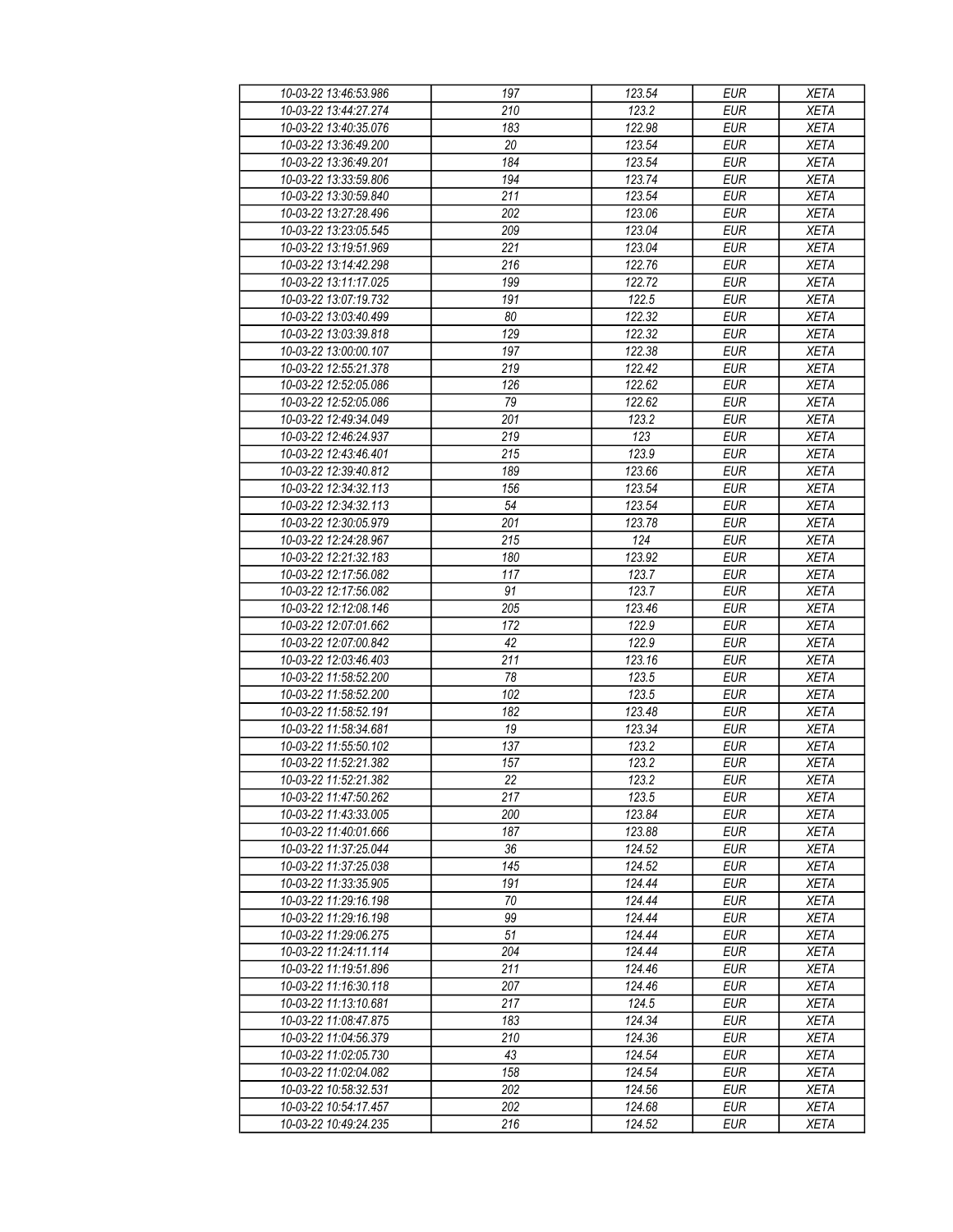| 10-03-22 13:46:53.986 | 197 | 123.54 | EUR | XETA |
|---|---|---|---|---|
| 10-03-22 13:44:27.274 | 210 | 123.2 | EUR | XETA |
| 10-03-22 13:40:35.076 | 183 | 122.98 | EUR | XETA |
| 10-03-22 13:36:49.200 | 20 | 123.54 | EUR | XETA |
| 10-03-22 13:36:49.201 | 184 | 123.54 | EUR | XETA |
| 10-03-22 13:33:59.806 | 194 | 123.74 | EUR | XETA |
| 10-03-22 13:30:59.840 | 211 | 123.54 | EUR | XETA |
| 10-03-22 13:27:28.496 | 202 | 123.06 | EUR | XETA |
| 10-03-22 13:23:05.545 | 209 | 123.04 | EUR | XETA |
| 10-03-22 13:19:51.969 | 221 | 123.04 | EUR | XETA |
| 10-03-22 13:14:42.298 | 216 | 122.76 | EUR | XETA |
| 10-03-22 13:11:17.025 | 199 | 122.72 | EUR | XETA |
| 10-03-22 13:07:19.732 | 191 | 122.5 | EUR | XETA |
| 10-03-22 13:03:40.499 | 80 | 122.32 | EUR | XETA |
| 10-03-22 13:03:39.818 | 129 | 122.32 | EUR | XETA |
| 10-03-22 13:00:00.107 | 197 | 122.38 | EUR | XETA |
| 10-03-22 12:55:21.378 | 219 | 122.42 | EUR | XETA |
| 10-03-22 12:52:05.086 | 126 | 122.62 | EUR | XETA |
| 10-03-22 12:52:05.086 | 79 | 122.62 | EUR | XETA |
| 10-03-22 12:49:34.049 | 201 | 123.2 | EUR | XETA |
| 10-03-22 12:46:24.937 | 219 | 123 | EUR | XETA |
| 10-03-22 12:43:46.401 | 215 | 123.9 | EUR | XETA |
| 10-03-22 12:39:40.812 | 189 | 123.66 | EUR | XETA |
| 10-03-22 12:34:32.113 | 156 | 123.54 | EUR | XETA |
| 10-03-22 12:34:32.113 | 54 | 123.54 | EUR | XETA |
| 10-03-22 12:30:05.979 | 201 | 123.78 | EUR | XETA |
| 10-03-22 12:24:28.967 | 215 | 124 | EUR | XETA |
| 10-03-22 12:21:32.183 | 180 | 123.92 | EUR | XETA |
| 10-03-22 12:17:56.082 | 117 | 123.7 | EUR | XETA |
| 10-03-22 12:17:56.082 | 91 | 123.7 | EUR | XETA |
| 10-03-22 12:12:08.146 | 205 | 123.46 | EUR | XETA |
| 10-03-22 12:07:01.662 | 172 | 122.9 | EUR | XETA |
| 10-03-22 12:07:00.842 | 42 | 122.9 | EUR | XETA |
| 10-03-22 12:03:46.403 | 211 | 123.16 | EUR | XETA |
| 10-03-22 11:58:52.200 | 78 | 123.5 | EUR | XETA |
| 10-03-22 11:58:52.200 | 102 | 123.5 | EUR | XETA |
| 10-03-22 11:58:52.191 | 182 | 123.48 | EUR | XETA |
| 10-03-22 11:58:34.681 | 19 | 123.34 | EUR | XETA |
| 10-03-22 11:55:50.102 | 137 | 123.2 | EUR | XETA |
| 10-03-22 11:52:21.382 | 157 | 123.2 | EUR | XETA |
| 10-03-22 11:52:21.382 | 22 | 123.2 | EUR | XETA |
| 10-03-22 11:47:50.262 | 217 | 123.5 | EUR | XETA |
| 10-03-22 11:43:33.005 | 200 | 123.84 | EUR | XETA |
| 10-03-22 11:40:01.666 | 187 | 123.88 | EUR | XETA |
| 10-03-22 11:37:25.044 | 36 | 124.52 | EUR | XETA |
| 10-03-22 11:37:25.038 | 145 | 124.52 | EUR | XETA |
| 10-03-22 11:33:35.905 | 191 | 124.44 | EUR | XETA |
| 10-03-22 11:29:16.198 | 70 | 124.44 | EUR | XETA |
| 10-03-22 11:29:16.198 | 99 | 124.44 | EUR | XETA |
| 10-03-22 11:29:06.275 | 51 | 124.44 | EUR | XETA |
| 10-03-22 11:24:11.114 | 204 | 124.44 | EUR | XETA |
| 10-03-22 11:19:51.896 | 211 | 124.46 | EUR | XETA |
| 10-03-22 11:16:30.118 | 207 | 124.46 | EUR | XETA |
| 10-03-22 11:13:10.681 | 217 | 124.5 | EUR | XETA |
| 10-03-22 11:08:47.875 | 183 | 124.34 | EUR | XETA |
| 10-03-22 11:04:56.379 | 210 | 124.36 | EUR | XETA |
| 10-03-22 11:02:05.730 | 43 | 124.54 | EUR | XETA |
| 10-03-22 11:02:04.082 | 158 | 124.54 | EUR | XETA |
| 10-03-22 10:58:32.531 | 202 | 124.56 | EUR | XETA |
| 10-03-22 10:54:17.457 | 202 | 124.68 | EUR | XETA |
| 10-03-22 10:49:24.235 | 216 | 124.52 | EUR | XETA |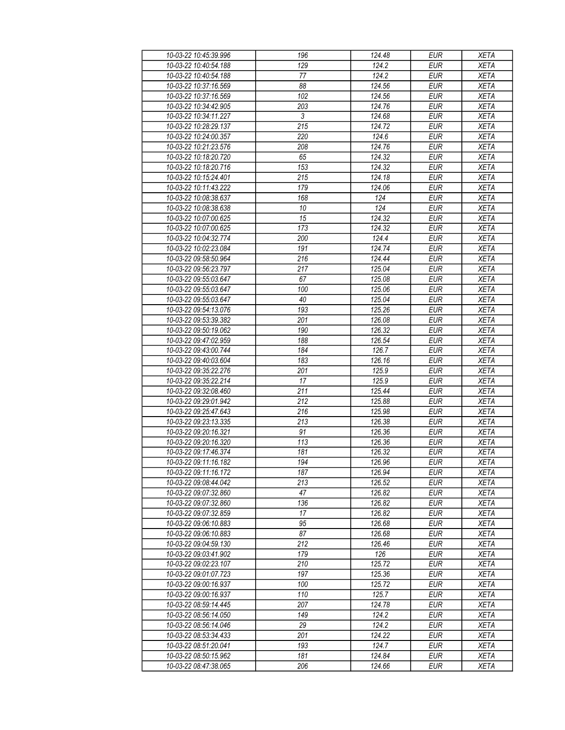| 10-03-22 10:45:39.996 | 196 | 124.48 | EUR | XETA |
|---|---|---|---|---|
| 10-03-22 10:40:54.188 | 129 | 124.2 | EUR | XETA |
| 10-03-22 10:40:54.188 | 77 | 124.2 | EUR | XETA |
| 10-03-22 10:37:16.569 | 88 | 124.56 | EUR | XETA |
| 10-03-22 10:37:16.569 | 102 | 124.56 | EUR | XETA |
| 10-03-22 10:34:42.905 | 203 | 124.76 | EUR | XETA |
| 10-03-22 10:34:11.227 | 3 | 124.68 | EUR | XETA |
| 10-03-22 10:28:29.137 | 215 | 124.72 | EUR | XETA |
| 10-03-22 10:24:00.357 | 220 | 124.6 | EUR | XETA |
| 10-03-22 10:21:23.576 | 208 | 124.76 | EUR | XETA |
| 10-03-22 10:18:20.720 | 65 | 124.32 | EUR | XETA |
| 10-03-22 10:18:20.716 | 153 | 124.32 | EUR | XETA |
| 10-03-22 10:15:24.401 | 215 | 124.18 | EUR | XETA |
| 10-03-22 10:11:43.222 | 179 | 124.06 | EUR | XETA |
| 10-03-22 10:08:38.637 | 168 | 124 | EUR | XETA |
| 10-03-22 10:08:38.638 | 10 | 124 | EUR | XETA |
| 10-03-22 10:07:00.625 | 15 | 124.32 | EUR | XETA |
| 10-03-22 10:07:00.625 | 173 | 124.32 | EUR | XETA |
| 10-03-22 10:04:32.774 | 200 | 124.4 | EUR | XETA |
| 10-03-22 10:02:23.084 | 191 | 124.74 | EUR | XETA |
| 10-03-22 09:58:50.964 | 216 | 124.44 | EUR | XETA |
| 10-03-22 09:56:23.797 | 217 | 125.04 | EUR | XETA |
| 10-03-22 09:55:03.647 | 67 | 125.08 | EUR | XETA |
| 10-03-22 09:55:03.647 | 100 | 125.06 | EUR | XETA |
| 10-03-22 09:55:03.647 | 40 | 125.04 | EUR | XETA |
| 10-03-22 09:54:13.076 | 193 | 125.26 | EUR | XETA |
| 10-03-22 09:53:39.382 | 201 | 126.08 | EUR | XETA |
| 10-03-22 09:50:19.062 | 190 | 126.32 | EUR | XETA |
| 10-03-22 09:47:02.959 | 188 | 126.54 | EUR | XETA |
| 10-03-22 09:43:00.744 | 184 | 126.7 | EUR | XETA |
| 10-03-22 09:40:03.604 | 183 | 126.16 | EUR | XETA |
| 10-03-22 09:35:22.276 | 201 | 125.9 | EUR | XETA |
| 10-03-22 09:35:22.214 | 17 | 125.9 | EUR | XETA |
| 10-03-22 09:32:08.460 | 211 | 125.44 | EUR | XETA |
| 10-03-22 09:29:01.942 | 212 | 125.88 | EUR | XETA |
| 10-03-22 09:25:47.643 | 216 | 125.98 | EUR | XETA |
| 10-03-22 09:23:13.335 | 213 | 126.38 | EUR | XETA |
| 10-03-22 09:20:16.321 | 91 | 126.36 | EUR | XETA |
| 10-03-22 09:20:16.320 | 113 | 126.36 | EUR | XETA |
| 10-03-22 09:17:46.374 | 181 | 126.32 | EUR | XETA |
| 10-03-22 09:11:16.182 | 194 | 126.96 | EUR | XETA |
| 10-03-22 09:11:16.172 | 187 | 126.94 | EUR | XETA |
| 10-03-22 09:08:44.042 | 213 | 126.52 | EUR | XETA |
| 10-03-22 09:07:32.860 | 47 | 126.82 | EUR | XETA |
| 10-03-22 09:07:32.860 | 136 | 126.82 | EUR | XETA |
| 10-03-22 09:07:32.859 | 17 | 126.82 | EUR | XETA |
| 10-03-22 09:06:10.883 | 95 | 126.68 | EUR | XETA |
| 10-03-22 09:06:10.883 | 87 | 126.68 | EUR | XETA |
| 10-03-22 09:04:59.130 | 212 | 126.46 | EUR | XETA |
| 10-03-22 09:03:41.902 | 179 | 126 | EUR | XETA |
| 10-03-22 09:02:23.107 | 210 | 125.72 | EUR | XETA |
| 10-03-22 09:01:07.723 | 197 | 125.36 | EUR | XETA |
| 10-03-22 09:00:16.937 | 100 | 125.72 | EUR | XETA |
| 10-03-22 09:00:16.937 | 110 | 125.7 | EUR | XETA |
| 10-03-22 08:59:14.445 | 207 | 124.78 | EUR | XETA |
| 10-03-22 08:56:14.050 | 149 | 124.2 | EUR | XETA |
| 10-03-22 08:56:14.046 | 29 | 124.2 | EUR | XETA |
| 10-03-22 08:53:34.433 | 201 | 124.22 | EUR | XETA |
| 10-03-22 08:51:20.041 | 193 | 124.7 | EUR | XETA |
| 10-03-22 08:50:15.962 | 181 | 124.84 | EUR | XETA |
| 10-03-22 08:47:38.065 | 206 | 124.66 | EUR | XETA |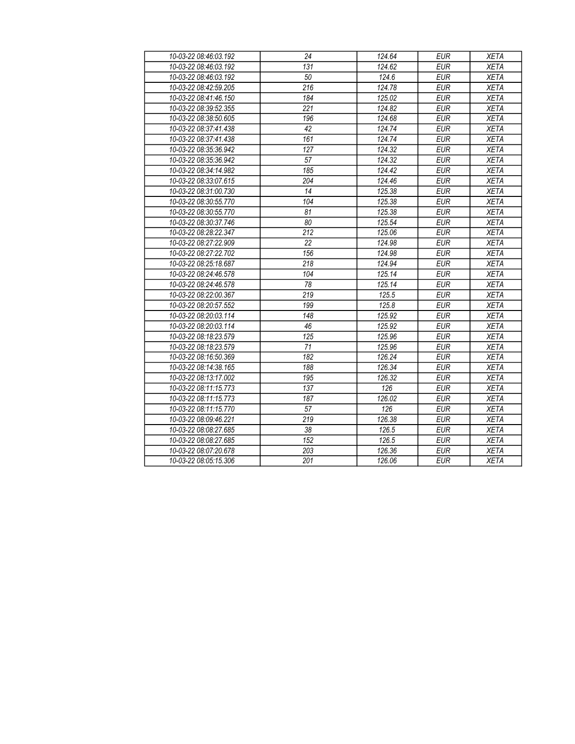| 10-03-22 08:46:03.192 | 24 | 124.64 | EUR | XETA |
|---|---|---|---|---|
| 10-03-22 08:46:03.192 | 131 | 124.62 | EUR | XETA |
| 10-03-22 08:46:03.192 | 50 | 124.6 | EUR | XETA |
| 10-03-22 08:42:59.205 | 216 | 124.78 | EUR | XETA |
| 10-03-22 08:41:46.150 | 184 | 125.02 | EUR | XETA |
| 10-03-22 08:39:52.355 | 221 | 124.82 | EUR | XETA |
| 10-03-22 08:38:50.605 | 196 | 124.68 | EUR | XETA |
| 10-03-22 08:37:41.438 | 42 | 124.74 | EUR | XETA |
| 10-03-22 08:37:41.438 | 161 | 124.74 | EUR | XETA |
| 10-03-22 08:35:36.942 | 127 | 124.32 | EUR | XETA |
| 10-03-22 08:35:36.942 | 57 | 124.32 | EUR | XETA |
| 10-03-22 08:34:14.982 | 185 | 124.42 | EUR | XETA |
| 10-03-22 08:33:07.615 | 204 | 124.46 | EUR | XETA |
| 10-03-22 08:31:00.730 | 14 | 125.38 | EUR | XETA |
| 10-03-22 08:30:55.770 | 104 | 125.38 | EUR | XETA |
| 10-03-22 08:30:55.770 | 81 | 125.38 | EUR | XETA |
| 10-03-22 08:30:37.746 | 80 | 125.54 | EUR | XETA |
| 10-03-22 08:28:22.347 | 212 | 125.06 | EUR | XETA |
| 10-03-22 08:27:22.909 | 22 | 124.98 | EUR | XETA |
| 10-03-22 08:27:22.702 | 156 | 124.98 | EUR | XETA |
| 10-03-22 08:25:18.687 | 218 | 124.94 | EUR | XETA |
| 10-03-22 08:24:46.578 | 104 | 125.14 | EUR | XETA |
| 10-03-22 08:24:46.578 | 78 | 125.14 | EUR | XETA |
| 10-03-22 08:22:00.367 | 219 | 125.5 | EUR | XETA |
| 10-03-22 08:20:57.552 | 199 | 125.8 | EUR | XETA |
| 10-03-22 08:20:03.114 | 148 | 125.92 | EUR | XETA |
| 10-03-22 08:20:03.114 | 46 | 125.92 | EUR | XETA |
| 10-03-22 08:18:23.579 | 125 | 125.96 | EUR | XETA |
| 10-03-22 08:18:23.579 | 71 | 125.96 | EUR | XETA |
| 10-03-22 08:16:50.369 | 182 | 126.24 | EUR | XETA |
| 10-03-22 08:14:38.165 | 188 | 126.34 | EUR | XETA |
| 10-03-22 08:13:17.002 | 195 | 126.32 | EUR | XETA |
| 10-03-22 08:11:15.773 | 137 | 126 | EUR | XETA |
| 10-03-22 08:11:15.773 | 187 | 126.02 | EUR | XETA |
| 10-03-22 08:11:15.770 | 57 | 126 | EUR | XETA |
| 10-03-22 08:09:46.221 | 219 | 126.38 | EUR | XETA |
| 10-03-22 08:08:27.685 | 38 | 126.5 | EUR | XETA |
| 10-03-22 08:08:27.685 | 152 | 126.5 | EUR | XETA |
| 10-03-22 08:07:20.678 | 203 | 126.36 | EUR | XETA |
| 10-03-22 08:05:15.306 | 201 | 126.06 | EUR | XETA |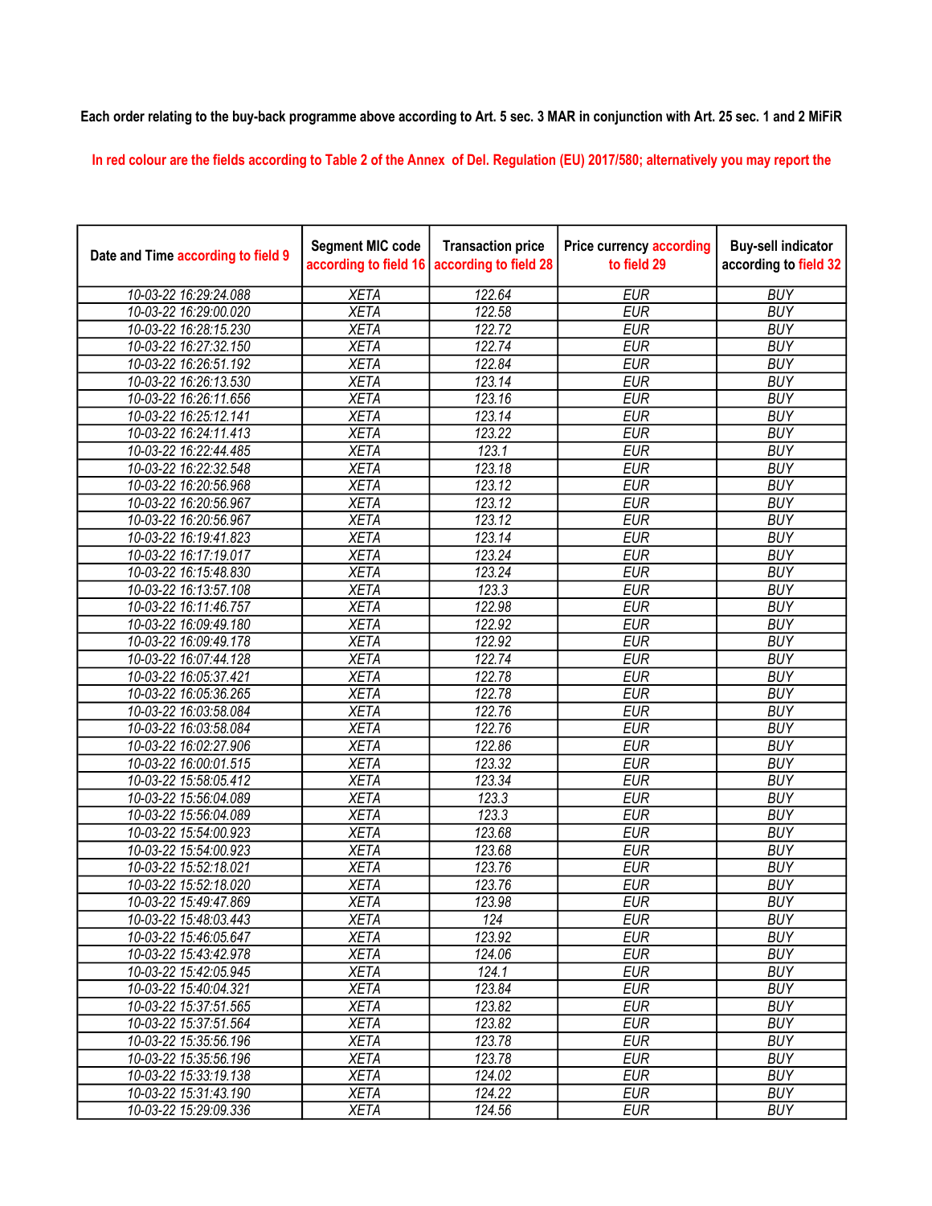**Each order relating to the buy-back programme above according to Art. 5 sec. 3 MAR in conjunction with Art. 25 sec. 1 and 2 MiFiR**

In red colour are the fields according to Table 2 of the Annex of Del. Regulation (EU) 2017/580; alternatively you may report the

| Date and Time according to field 9 | Segment MIC code according to field 16 | Transaction price according to field 28 | Price currency according to field 29 | Buy-sell indicator according to field 32 |
|---|---|---|---|---|
| 10-03-22 16:29:24.088 | XETA | 122.64 | EUR | BUY |
| 10-03-22 16:29:00.020 | XETA | 122.58 | EUR | BUY |
| 10-03-22 16:28:15.230 | XETA | 122.72 | EUR | BUY |
| 10-03-22 16:27:32.150 | XETA | 122.74 | EUR | BUY |
| 10-03-22 16:26:51.192 | XETA | 122.84 | EUR | BUY |
| 10-03-22 16:26:13.530 | XETA | 123.14 | EUR | BUY |
| 10-03-22 16:26:11.656 | XETA | 123.16 | EUR | BUY |
| 10-03-22 16:25:12.141 | XETA | 123.14 | EUR | BUY |
| 10-03-22 16:24:11.413 | XETA | 123.22 | EUR | BUY |
| 10-03-22 16:22:44.485 | XETA | 123.1 | EUR | BUY |
| 10-03-22 16:22:32.548 | XETA | 123.18 | EUR | BUY |
| 10-03-22 16:20:56.968 | XETA | 123.12 | EUR | BUY |
| 10-03-22 16:20:56.967 | XETA | 123.12 | EUR | BUY |
| 10-03-22 16:20:56.967 | XETA | 123.12 | EUR | BUY |
| 10-03-22 16:19:41.823 | XETA | 123.14 | EUR | BUY |
| 10-03-22 16:17:19.017 | XETA | 123.24 | EUR | BUY |
| 10-03-22 16:15:48.830 | XETA | 123.24 | EUR | BUY |
| 10-03-22 16:13:57.108 | XETA | 123.3 | EUR | BUY |
| 10-03-22 16:11:46.757 | XETA | 122.98 | EUR | BUY |
| 10-03-22 16:09:49.180 | XETA | 122.92 | EUR | BUY |
| 10-03-22 16:09:49.178 | XETA | 122.92 | EUR | BUY |
| 10-03-22 16:07:44.128 | XETA | 122.74 | EUR | BUY |
| 10-03-22 16:05:37.421 | XETA | 122.78 | EUR | BUY |
| 10-03-22 16:05:36.265 | XETA | 122.78 | EUR | BUY |
| 10-03-22 16:03:58.084 | XETA | 122.76 | EUR | BUY |
| 10-03-22 16:03:58.084 | XETA | 122.76 | EUR | BUY |
| 10-03-22 16:02:27.906 | XETA | 122.86 | EUR | BUY |
| 10-03-22 16:00:01.515 | XETA | 123.32 | EUR | BUY |
| 10-03-22 15:58:05.412 | XETA | 123.34 | EUR | BUY |
| 10-03-22 15:56:04.089 | XETA | 123.3 | EUR | BUY |
| 10-03-22 15:56:04.089 | XETA | 123.3 | EUR | BUY |
| 10-03-22 15:54:00.923 | XETA | 123.68 | EUR | BUY |
| 10-03-22 15:54:00.923 | XETA | 123.68 | EUR | BUY |
| 10-03-22 15:52:18.021 | XETA | 123.76 | EUR | BUY |
| 10-03-22 15:52:18.020 | XETA | 123.76 | EUR | BUY |
| 10-03-22 15:49:47.869 | XETA | 123.98 | EUR | BUY |
| 10-03-22 15:48:03.443 | XETA | 124 | EUR | BUY |
| 10-03-22 15:46:05.647 | XETA | 123.92 | EUR | BUY |
| 10-03-22 15:43:42.978 | XETA | 124.06 | EUR | BUY |
| 10-03-22 15:42:05.945 | XETA | 124.1 | EUR | BUY |
| 10-03-22 15:40:04.321 | XETA | 123.84 | EUR | BUY |
| 10-03-22 15:37:51.565 | XETA | 123.82 | EUR | BUY |
| 10-03-22 15:37:51.564 | XETA | 123.82 | EUR | BUY |
| 10-03-22 15:35:56.196 | XETA | 123.78 | EUR | BUY |
| 10-03-22 15:35:56.196 | XETA | 123.78 | EUR | BUY |
| 10-03-22 15:33:19.138 | XETA | 124.02 | EUR | BUY |
| 10-03-22 15:31:43.190 | XETA | 124.22 | EUR | BUY |
| 10-03-22 15:29:09.336 | XETA | 124.56 | EUR | BUY |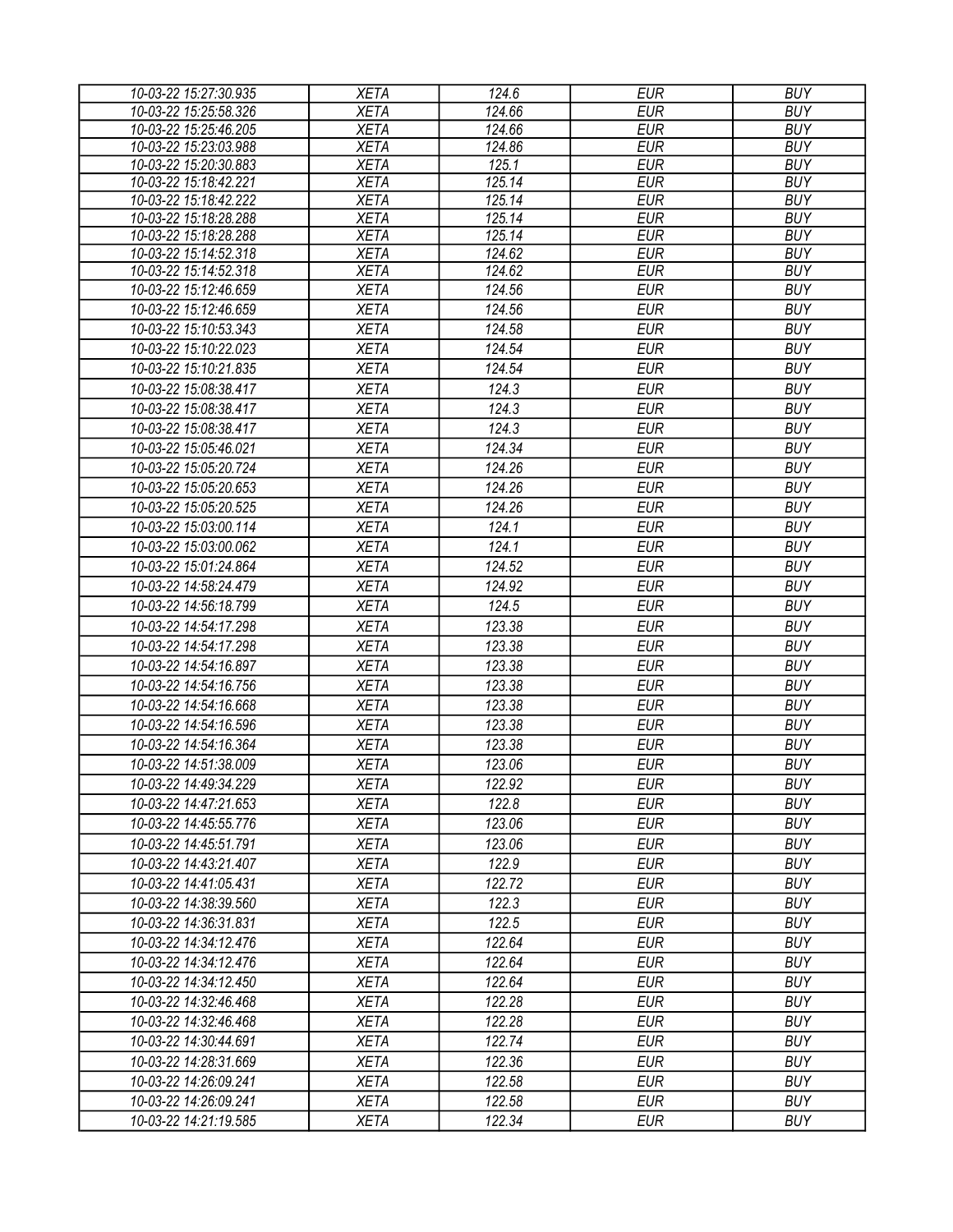| 10-03-22 15:27:30.935 | XETA | 124.6 | EUR | BUY |
|---|---|---|---|---|
| 10-03-22 15:25:58.326 | XETA | 124.66 | EUR | BUY |
| 10-03-22 15:25:46.205 | XETA | 124.66 | EUR | BUY |
| 10-03-22 15:23:03.988 | XETA | 124.86 | EUR | BUY |
| 10-03-22 15:20:30.883 | XETA | 125.1 | EUR | BUY |
| 10-03-22 15:18:42.221 | XETA | 125.14 | EUR | BUY |
| 10-03-22 15:18:42.222 | XETA | 125.14 | EUR | BUY |
| 10-03-22 15:18:28.288 | XETA | 125.14 | EUR | BUY |
| 10-03-22 15:18:28.288 | XETA | 125.14 | EUR | BUY |
| 10-03-22 15:14:52.318 | XETA | 124.62 | EUR | BUY |
| 10-03-22 15:14:52.318 | XETA | 124.62 | EUR | BUY |
| 10-03-22 15:12:46.659 | XETA | 124.56 | EUR | BUY |
| 10-03-22 15:12:46.659 | XETA | 124.56 | EUR | BUY |
| 10-03-22 15:10:53.343 | XETA | 124.58 | EUR | BUY |
| 10-03-22 15:10:22.023 | XETA | 124.54 | EUR | BUY |
| 10-03-22 15:10:21.835 | XETA | 124.54 | EUR | BUY |
| 10-03-22 15:08:38.417 | XETA | 124.3 | EUR | BUY |
| 10-03-22 15:08:38.417 | XETA | 124.3 | EUR | BUY |
| 10-03-22 15:08:38.417 | XETA | 124.3 | EUR | BUY |
| 10-03-22 15:05:46.021 | XETA | 124.34 | EUR | BUY |
| 10-03-22 15:05:20.724 | XETA | 124.26 | EUR | BUY |
| 10-03-22 15:05:20.653 | XETA | 124.26 | EUR | BUY |
| 10-03-22 15:05:20.525 | XETA | 124.26 | EUR | BUY |
| 10-03-22 15:03:00.114 | XETA | 124.1 | EUR | BUY |
| 10-03-22 15:03:00.062 | XETA | 124.1 | EUR | BUY |
| 10-03-22 15:01:24.864 | XETA | 124.52 | EUR | BUY |
| 10-03-22 14:58:24.479 | XETA | 124.92 | EUR | BUY |
| 10-03-22 14:56:18.799 | XETA | 124.5 | EUR | BUY |
| 10-03-22 14:54:17.298 | XETA | 123.38 | EUR | BUY |
| 10-03-22 14:54:17.298 | XETA | 123.38 | EUR | BUY |
| 10-03-22 14:54:16.897 | XETA | 123.38 | EUR | BUY |
| 10-03-22 14:54:16.756 | XETA | 123.38 | EUR | BUY |
| 10-03-22 14:54:16.668 | XETA | 123.38 | EUR | BUY |
| 10-03-22 14:54:16.596 | XETA | 123.38 | EUR | BUY |
| 10-03-22 14:54:16.364 | XETA | 123.38 | EUR | BUY |
| 10-03-22 14:51:38.009 | XETA | 123.06 | EUR | BUY |
| 10-03-22 14:49:34.229 | XETA | 122.92 | EUR | BUY |
| 10-03-22 14:47:21.653 | XETA | 122.8 | EUR | BUY |
| 10-03-22 14:45:55.776 | XETA | 123.06 | EUR | BUY |
| 10-03-22 14:45:51.791 | XETA | 123.06 | EUR | BUY |
| 10-03-22 14:43:21.407 | XETA | 122.9 | EUR | BUY |
| 10-03-22 14:41:05.431 | XETA | 122.72 | EUR | BUY |
| 10-03-22 14:38:39.560 | XETA | 122.3 | EUR | BUY |
| 10-03-22 14:36:31.831 | XETA | 122.5 | EUR | BUY |
| 10-03-22 14:34:12.476 | XETA | 122.64 | EUR | BUY |
| 10-03-22 14:34:12.476 | XETA | 122.64 | EUR | BUY |
| 10-03-22 14:34:12.450 | XETA | 122.64 | EUR | BUY |
| 10-03-22 14:32:46.468 | XETA | 122.28 | EUR | BUY |
| 10-03-22 14:32:46.468 | XETA | 122.28 | EUR | BUY |
| 10-03-22 14:30:44.691 | XETA | 122.74 | EUR | BUY |
| 10-03-22 14:28:31.669 | XETA | 122.36 | EUR | BUY |
| 10-03-22 14:26:09.241 | XETA | 122.58 | EUR | BUY |
| 10-03-22 14:26:09.241 | XETA | 122.58 | EUR | BUY |
| 10-03-22 14:21:19.585 | XETA | 122.34 | EUR | BUY |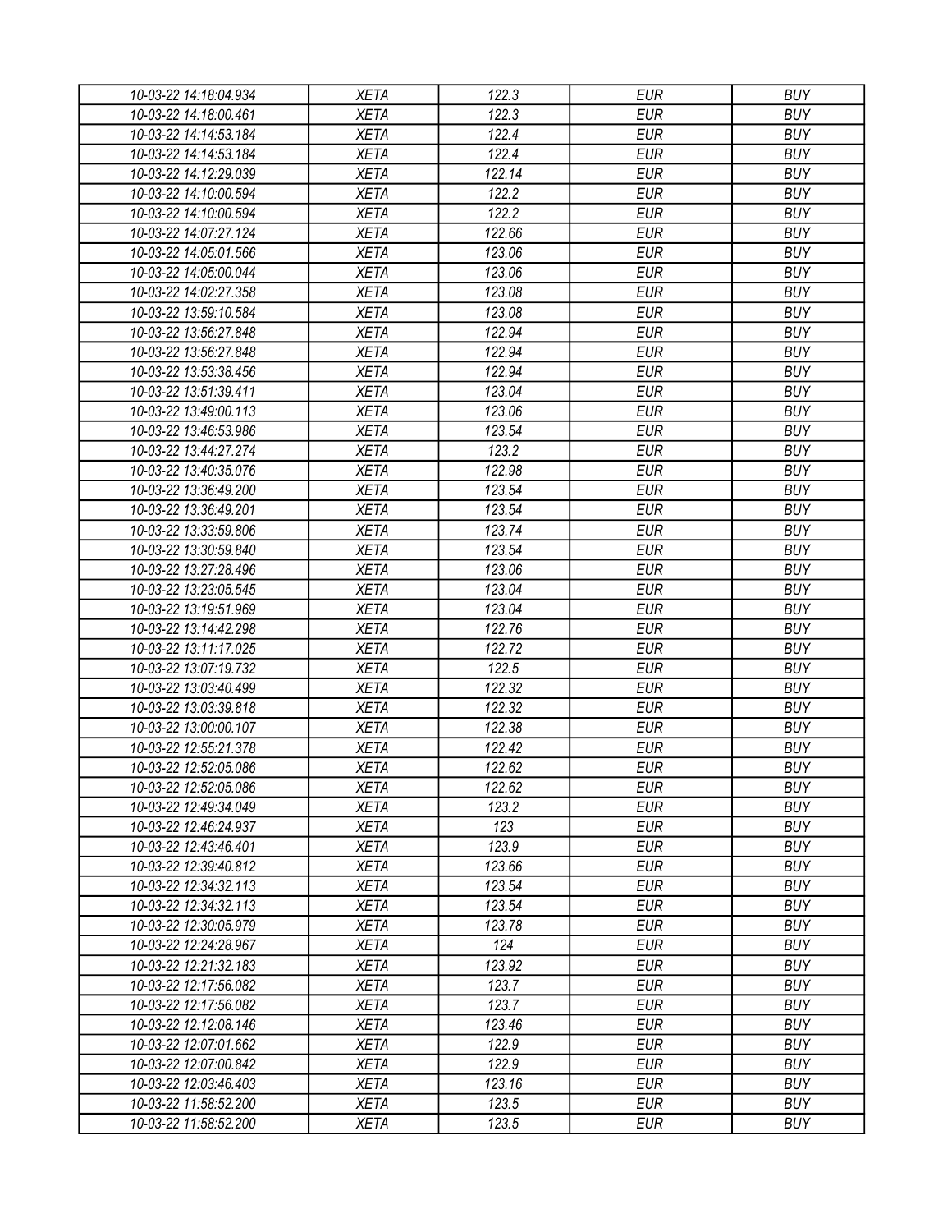| 10-03-22 14:18:04.934 | XETA | 122.3 | EUR | BUY |
|---|---|---|---|---|
| 10-03-22 14:18:00.461 | XETA | 122.3 | EUR | BUY |
| 10-03-22 14:14:53.184 | XETA | 122.4 | EUR | BUY |
| 10-03-22 14:14:53.184 | XETA | 122.4 | EUR | BUY |
| 10-03-22 14:12:29.039 | XETA | 122.14 | EUR | BUY |
| 10-03-22 14:10:00.594 | XETA | 122.2 | EUR | BUY |
| 10-03-22 14:10:00.594 | XETA | 122.2 | EUR | BUY |
| 10-03-22 14:07:27.124 | XETA | 122.66 | EUR | BUY |
| 10-03-22 14:05:01.566 | XETA | 123.06 | EUR | BUY |
| 10-03-22 14:05:00.044 | XETA | 123.06 | EUR | BUY |
| 10-03-22 14:02:27.358 | XETA | 123.08 | EUR | BUY |
| 10-03-22 13:59:10.584 | XETA | 123.08 | EUR | BUY |
| 10-03-22 13:56:27.848 | XETA | 122.94 | EUR | BUY |
| 10-03-22 13:56:27.848 | XETA | 122.94 | EUR | BUY |
| 10-03-22 13:53:38.456 | XETA | 122.94 | EUR | BUY |
| 10-03-22 13:51:39.411 | XETA | 123.04 | EUR | BUY |
| 10-03-22 13:49:00.113 | XETA | 123.06 | EUR | BUY |
| 10-03-22 13:46:53.986 | XETA | 123.54 | EUR | BUY |
| 10-03-22 13:44:27.274 | XETA | 123.2 | EUR | BUY |
| 10-03-22 13:40:35.076 | XETA | 122.98 | EUR | BUY |
| 10-03-22 13:36:49.200 | XETA | 123.54 | EUR | BUY |
| 10-03-22 13:36:49.201 | XETA | 123.54 | EUR | BUY |
| 10-03-22 13:33:59.806 | XETA | 123.74 | EUR | BUY |
| 10-03-22 13:30:59.840 | XETA | 123.54 | EUR | BUY |
| 10-03-22 13:27:28.496 | XETA | 123.06 | EUR | BUY |
| 10-03-22 13:23:05.545 | XETA | 123.04 | EUR | BUY |
| 10-03-22 13:19:51.969 | XETA | 123.04 | EUR | BUY |
| 10-03-22 13:14:42.298 | XETA | 122.76 | EUR | BUY |
| 10-03-22 13:11:17.025 | XETA | 122.72 | EUR | BUY |
| 10-03-22 13:07:19.732 | XETA | 122.5 | EUR | BUY |
| 10-03-22 13:03:40.499 | XETA | 122.32 | EUR | BUY |
| 10-03-22 13:03:39.818 | XETA | 122.32 | EUR | BUY |
| 10-03-22 13:00:00.107 | XETA | 122.38 | EUR | BUY |
| 10-03-22 12:55:21.378 | XETA | 122.42 | EUR | BUY |
| 10-03-22 12:52:05.086 | XETA | 122.62 | EUR | BUY |
| 10-03-22 12:52:05.086 | XETA | 122.62 | EUR | BUY |
| 10-03-22 12:49:34.049 | XETA | 123.2 | EUR | BUY |
| 10-03-22 12:46:24.937 | XETA | 123 | EUR | BUY |
| 10-03-22 12:43:46.401 | XETA | 123.9 | EUR | BUY |
| 10-03-22 12:39:40.812 | XETA | 123.66 | EUR | BUY |
| 10-03-22 12:34:32.113 | XETA | 123.54 | EUR | BUY |
| 10-03-22 12:34:32.113 | XETA | 123.54 | EUR | BUY |
| 10-03-22 12:30:05.979 | XETA | 123.78 | EUR | BUY |
| 10-03-22 12:24:28.967 | XETA | 124 | EUR | BUY |
| 10-03-22 12:21:32.183 | XETA | 123.92 | EUR | BUY |
| 10-03-22 12:17:56.082 | XETA | 123.7 | EUR | BUY |
| 10-03-22 12:17:56.082 | XETA | 123.7 | EUR | BUY |
| 10-03-22 12:12:08.146 | XETA | 123.46 | EUR | BUY |
| 10-03-22 12:07:01.662 | XETA | 122.9 | EUR | BUY |
| 10-03-22 12:07:00.842 | XETA | 122.9 | EUR | BUY |
| 10-03-22 12:03:46.403 | XETA | 123.16 | EUR | BUY |
| 10-03-22 11:58:52.200 | XETA | 123.5 | EUR | BUY |
| 10-03-22 11:58:52.200 | XETA | 123.5 | EUR | BUY |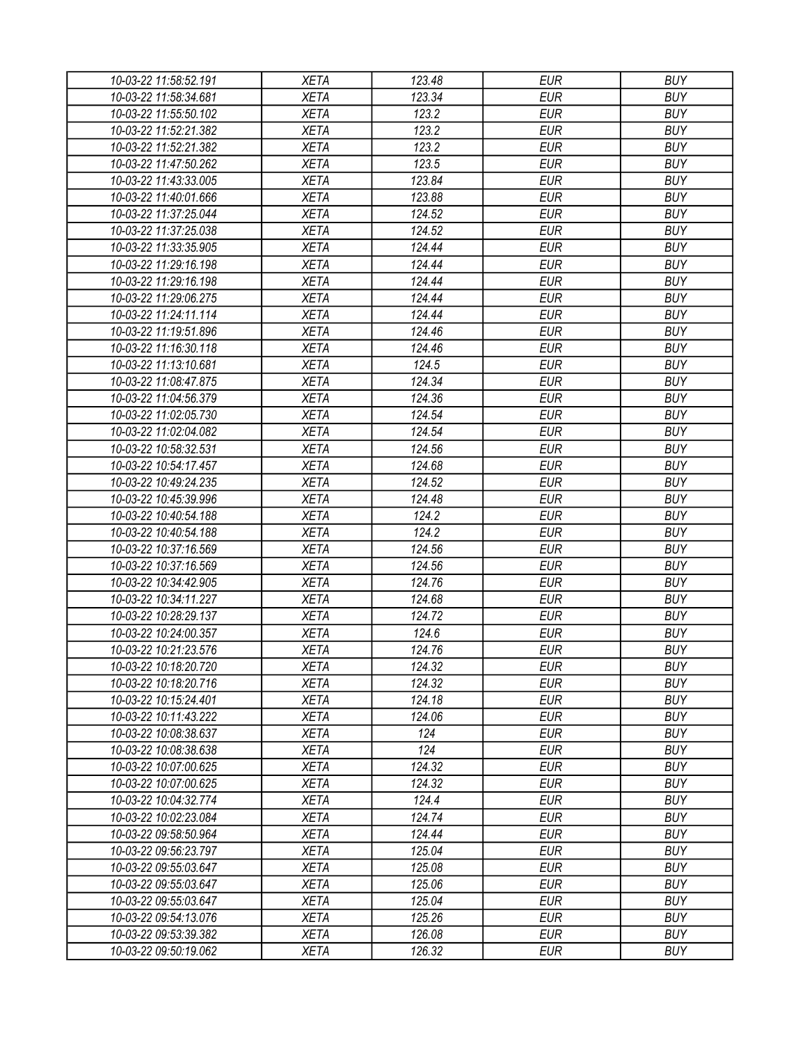| 10-03-22 11:58:52.191 | XETA | 123.48 | EUR | BUY |
|---|---|---|---|---|
| 10-03-22 11:58:34.681 | XETA | 123.34 | EUR | BUY |
| 10-03-22 11:55:50.102 | XETA | 123.2 | EUR | BUY |
| 10-03-22 11:52:21.382 | XETA | 123.2 | EUR | BUY |
| 10-03-22 11:52:21.382 | XETA | 123.2 | EUR | BUY |
| 10-03-22 11:47:50.262 | XETA | 123.5 | EUR | BUY |
| 10-03-22 11:43:33.005 | XETA | 123.84 | EUR | BUY |
| 10-03-22 11:40:01.666 | XETA | 123.88 | EUR | BUY |
| 10-03-22 11:37:25.044 | XETA | 124.52 | EUR | BUY |
| 10-03-22 11:37:25.038 | XETA | 124.52 | EUR | BUY |
| 10-03-22 11:33:35.905 | XETA | 124.44 | EUR | BUY |
| 10-03-22 11:29:16.198 | XETA | 124.44 | EUR | BUY |
| 10-03-22 11:29:16.198 | XETA | 124.44 | EUR | BUY |
| 10-03-22 11:29:06.275 | XETA | 124.44 | EUR | BUY |
| 10-03-22 11:24:11.114 | XETA | 124.44 | EUR | BUY |
| 10-03-22 11:19:51.896 | XETA | 124.46 | EUR | BUY |
| 10-03-22 11:16:30.118 | XETA | 124.46 | EUR | BUY |
| 10-03-22 11:13:10.681 | XETA | 124.5 | EUR | BUY |
| 10-03-22 11:08:47.875 | XETA | 124.34 | EUR | BUY |
| 10-03-22 11:04:56.379 | XETA | 124.36 | EUR | BUY |
| 10-03-22 11:02:05.730 | XETA | 124.54 | EUR | BUY |
| 10-03-22 11:02:04.082 | XETA | 124.54 | EUR | BUY |
| 10-03-22 10:58:32.531 | XETA | 124.56 | EUR | BUY |
| 10-03-22 10:54:17.457 | XETA | 124.68 | EUR | BUY |
| 10-03-22 10:49:24.235 | XETA | 124.52 | EUR | BUY |
| 10-03-22 10:45:39.996 | XETA | 124.48 | EUR | BUY |
| 10-03-22 10:40:54.188 | XETA | 124.2 | EUR | BUY |
| 10-03-22 10:40:54.188 | XETA | 124.2 | EUR | BUY |
| 10-03-22 10:37:16.569 | XETA | 124.56 | EUR | BUY |
| 10-03-22 10:37:16.569 | XETA | 124.56 | EUR | BUY |
| 10-03-22 10:34:42.905 | XETA | 124.76 | EUR | BUY |
| 10-03-22 10:34:11.227 | XETA | 124.68 | EUR | BUY |
| 10-03-22 10:28:29.137 | XETA | 124.72 | EUR | BUY |
| 10-03-22 10:24:00.357 | XETA | 124.6 | EUR | BUY |
| 10-03-22 10:21:23.576 | XETA | 124.76 | EUR | BUY |
| 10-03-22 10:18:20.720 | XETA | 124.32 | EUR | BUY |
| 10-03-22 10:18:20.716 | XETA | 124.32 | EUR | BUY |
| 10-03-22 10:15:24.401 | XETA | 124.18 | EUR | BUY |
| 10-03-22 10:11:43.222 | XETA | 124.06 | EUR | BUY |
| 10-03-22 10:08:38.637 | XETA | 124 | EUR | BUY |
| 10-03-22 10:08:38.638 | XETA | 124 | EUR | BUY |
| 10-03-22 10:07:00.625 | XETA | 124.32 | EUR | BUY |
| 10-03-22 10:07:00.625 | XETA | 124.32 | EUR | BUY |
| 10-03-22 10:04:32.774 | XETA | 124.4 | EUR | BUY |
| 10-03-22 10:02:23.084 | XETA | 124.74 | EUR | BUY |
| 10-03-22 09:58:50.964 | XETA | 124.44 | EUR | BUY |
| 10-03-22 09:56:23.797 | XETA | 125.04 | EUR | BUY |
| 10-03-22 09:55:03.647 | XETA | 125.08 | EUR | BUY |
| 10-03-22 09:55:03.647 | XETA | 125.06 | EUR | BUY |
| 10-03-22 09:55:03.647 | XETA | 125.04 | EUR | BUY |
| 10-03-22 09:54:13.076 | XETA | 125.26 | EUR | BUY |
| 10-03-22 09:53:39.382 | XETA | 126.08 | EUR | BUY |
| 10-03-22 09:50:19.062 | XETA | 126.32 | EUR | BUY |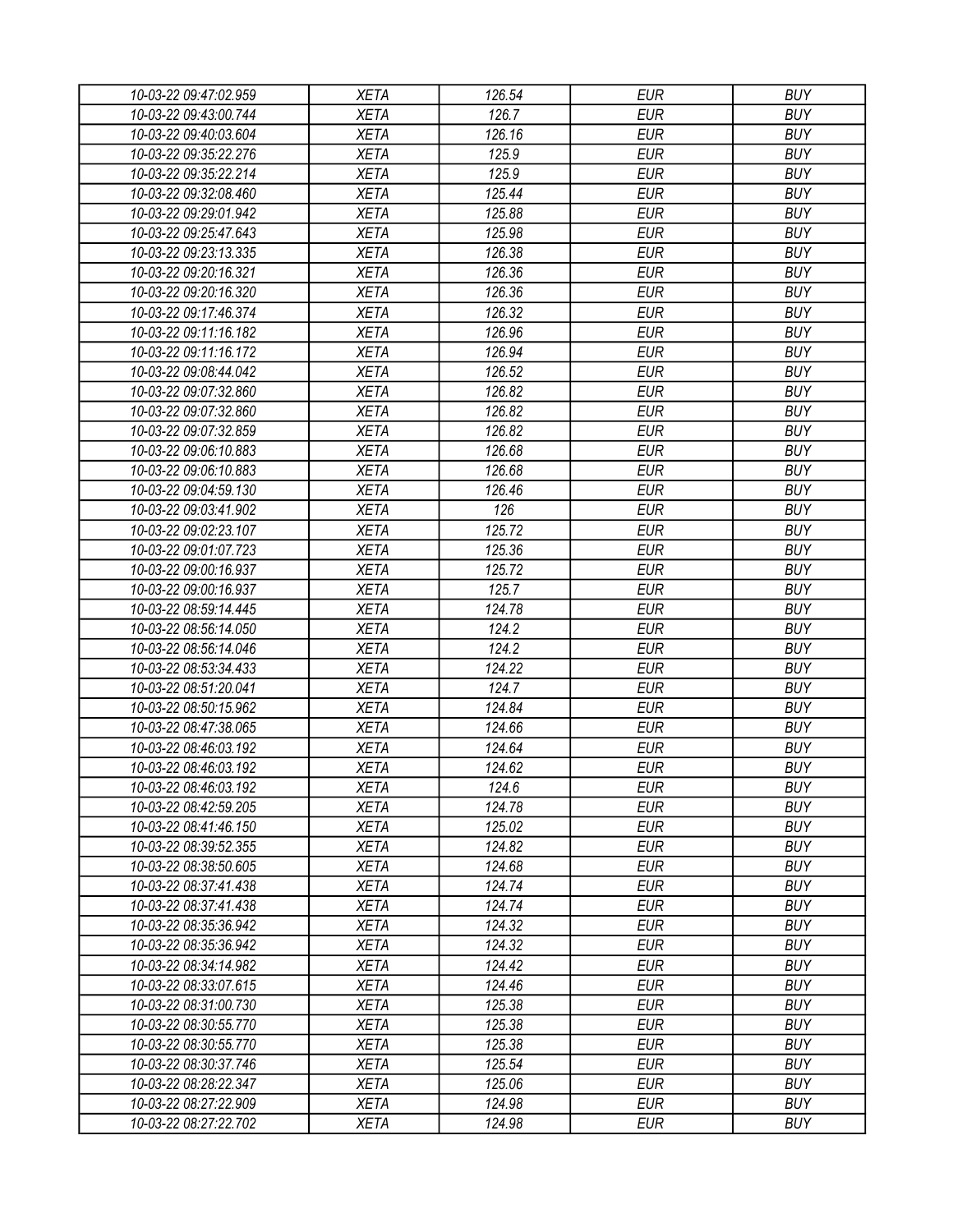| 10-03-22 09:47:02.959 | XETA | 126.54 | EUR | BUY |
|---|---|---|---|---|
| 10-03-22 09:43:00.744 | XETA | 126.7 | EUR | BUY |
| 10-03-22 09:40:03.604 | XETA | 126.16 | EUR | BUY |
| 10-03-22 09:35:22.276 | XETA | 125.9 | EUR | BUY |
| 10-03-22 09:35:22.214 | XETA | 125.9 | EUR | BUY |
| 10-03-22 09:32:08.460 | XETA | 125.44 | EUR | BUY |
| 10-03-22 09:29:01.942 | XETA | 125.88 | EUR | BUY |
| 10-03-22 09:25:47.643 | XETA | 125.98 | EUR | BUY |
| 10-03-22 09:23:13.335 | XETA | 126.38 | EUR | BUY |
| 10-03-22 09:20:16.321 | XETA | 126.36 | EUR | BUY |
| 10-03-22 09:20:16.320 | XETA | 126.36 | EUR | BUY |
| 10-03-22 09:17:46.374 | XETA | 126.32 | EUR | BUY |
| 10-03-22 09:11:16.182 | XETA | 126.96 | EUR | BUY |
| 10-03-22 09:11:16.172 | XETA | 126.94 | EUR | BUY |
| 10-03-22 09:08:44.042 | XETA | 126.52 | EUR | BUY |
| 10-03-22 09:07:32.860 | XETA | 126.82 | EUR | BUY |
| 10-03-22 09:07:32.860 | XETA | 126.82 | EUR | BUY |
| 10-03-22 09:07:32.859 | XETA | 126.82 | EUR | BUY |
| 10-03-22 09:06:10.883 | XETA | 126.68 | EUR | BUY |
| 10-03-22 09:06:10.883 | XETA | 126.68 | EUR | BUY |
| 10-03-22 09:04:59.130 | XETA | 126.46 | EUR | BUY |
| 10-03-22 09:03:41.902 | XETA | 126 | EUR | BUY |
| 10-03-22 09:02:23.107 | XETA | 125.72 | EUR | BUY |
| 10-03-22 09:01:07.723 | XETA | 125.36 | EUR | BUY |
| 10-03-22 09:00:16.937 | XETA | 125.72 | EUR | BUY |
| 10-03-22 09:00:16.937 | XETA | 125.7 | EUR | BUY |
| 10-03-22 08:59:14.445 | XETA | 124.78 | EUR | BUY |
| 10-03-22 08:56:14.050 | XETA | 124.2 | EUR | BUY |
| 10-03-22 08:56:14.046 | XETA | 124.2 | EUR | BUY |
| 10-03-22 08:53:34.433 | XETA | 124.22 | EUR | BUY |
| 10-03-22 08:51:20.041 | XETA | 124.7 | EUR | BUY |
| 10-03-22 08:50:15.962 | XETA | 124.84 | EUR | BUY |
| 10-03-22 08:47:38.065 | XETA | 124.66 | EUR | BUY |
| 10-03-22 08:46:03.192 | XETA | 124.64 | EUR | BUY |
| 10-03-22 08:46:03.192 | XETA | 124.62 | EUR | BUY |
| 10-03-22 08:46:03.192 | XETA | 124.6 | EUR | BUY |
| 10-03-22 08:42:59.205 | XETA | 124.78 | EUR | BUY |
| 10-03-22 08:41:46.150 | XETA | 125.02 | EUR | BUY |
| 10-03-22 08:39:52.355 | XETA | 124.82 | EUR | BUY |
| 10-03-22 08:38:50.605 | XETA | 124.68 | EUR | BUY |
| 10-03-22 08:37:41.438 | XETA | 124.74 | EUR | BUY |
| 10-03-22 08:37:41.438 | XETA | 124.74 | EUR | BUY |
| 10-03-22 08:35:36.942 | XETA | 124.32 | EUR | BUY |
| 10-03-22 08:35:36.942 | XETA | 124.32 | EUR | BUY |
| 10-03-22 08:34:14.982 | XETA | 124.42 | EUR | BUY |
| 10-03-22 08:33:07.615 | XETA | 124.46 | EUR | BUY |
| 10-03-22 08:31:00.730 | XETA | 125.38 | EUR | BUY |
| 10-03-22 08:30:55.770 | XETA | 125.38 | EUR | BUY |
| 10-03-22 08:30:55.770 | XETA | 125.38 | EUR | BUY |
| 10-03-22 08:30:37.746 | XETA | 125.54 | EUR | BUY |
| 10-03-22 08:28:22.347 | XETA | 125.06 | EUR | BUY |
| 10-03-22 08:27:22.909 | XETA | 124.98 | EUR | BUY |
| 10-03-22 08:27:22.702 | XETA | 124.98 | EUR | BUY |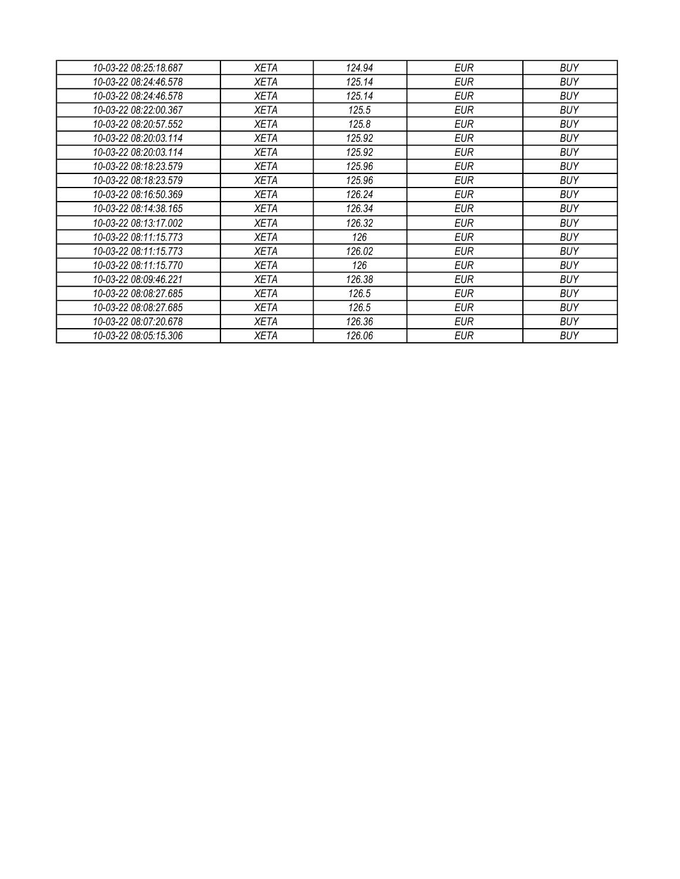| | | | | |
|---|---|---|---|---|
| *10-03-22 08:25:18.687* | *XETA* | *124.94* | *EUR* | *BUY* |
| *10-03-22 08:24:46.578* | *XETA* | *125.14* | *EUR* | *BUY* |
| *10-03-22 08:24:46.578* | *XETA* | *125.14* | *EUR* | *BUY* |
| *10-03-22 08:22:00.367* | *XETA* | *125.5* | *EUR* | *BUY* |
| *10-03-22 08:20:57.552* | *XETA* | *125.8* | *EUR* | *BUY* |
| *10-03-22 08:20:03.114* | *XETA* | *125.92* | *EUR* | *BUY* |
| *10-03-22 08:20:03.114* | *XETA* | *125.92* | *EUR* | *BUY* |
| *10-03-22 08:18:23.579* | *XETA* | *125.96* | *EUR* | *BUY* |
| *10-03-22 08:18:23.579* | *XETA* | *125.96* | *EUR* | *BUY* |
| *10-03-22 08:16:50.369* | *XETA* | *126.24* | *EUR* | *BUY* |
| *10-03-22 08:14:38.165* | *XETA* | *126.34* | *EUR* | *BUY* |
| *10-03-22 08:13:17.002* | *XETA* | *126.32* | *EUR* | *BUY* |
| *10-03-22 08:11:15.773* | *XETA* | *126* | *EUR* | *BUY* |
| *10-03-22 08:11:15.773* | *XETA* | *126.02* | *EUR* | *BUY* |
| *10-03-22 08:11:15.770* | *XETA* | *126* | *EUR* | *BUY* |
| *10-03-22 08:09:46.221* | *XETA* | *126.38* | *EUR* | *BUY* |
| *10-03-22 08:08:27.685* | *XETA* | *126.5* | *EUR* | *BUY* |
| *10-03-22 08:08:27.685* | *XETA* | *126.5* | *EUR* | *BUY* |
| *10-03-22 08:07:20.678* | *XETA* | *126.36* | *EUR* | *BUY* |
| *10-03-22 08:05:15.306* | *XETA* | *126.06* | *EUR* | *BUY* |